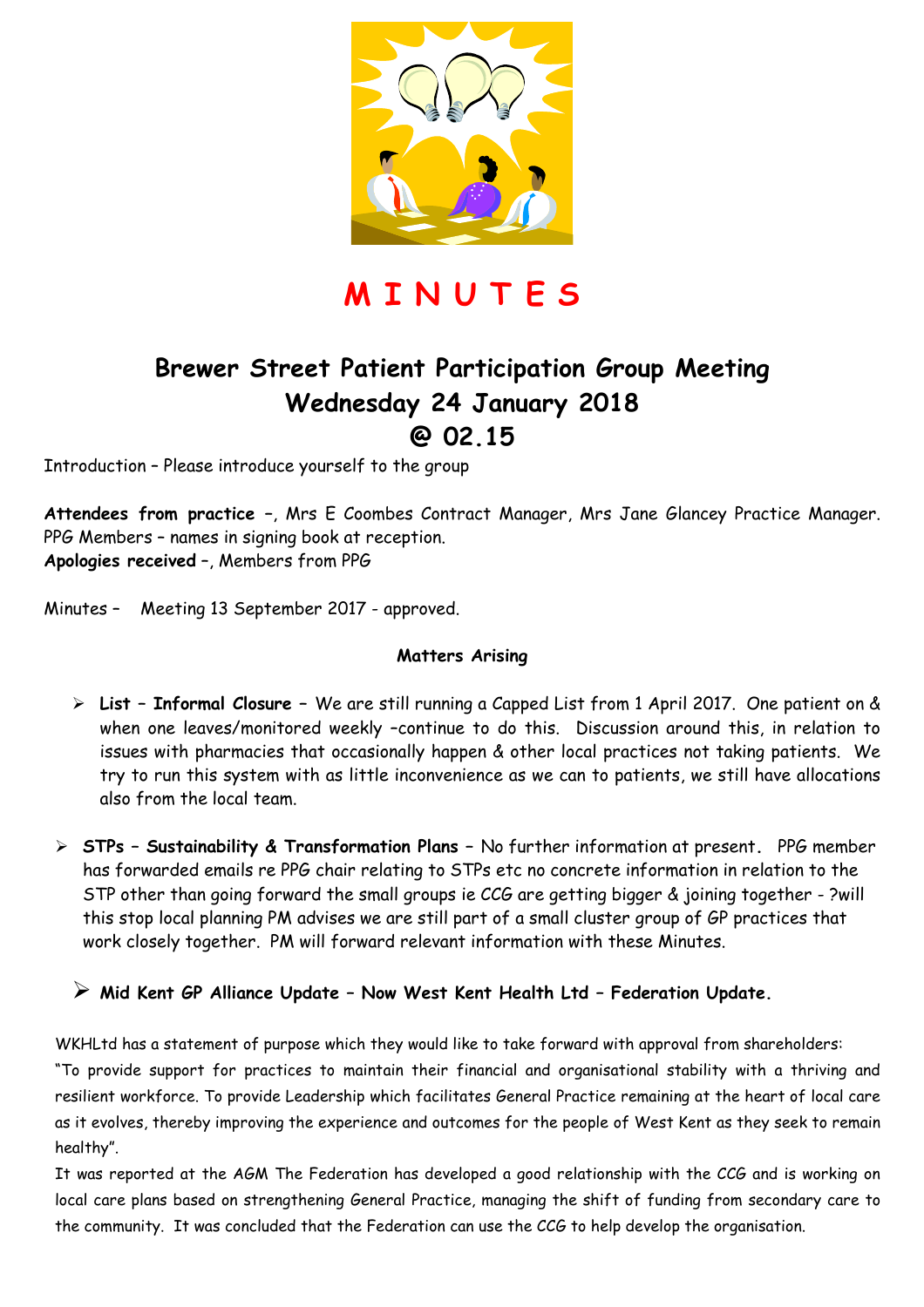# M I N U T E S

## Brewer Street Patient Participation Group Meeting
## Wednesday 24 January 2018
## @ 02.15

Introduction – Please introduce yourself to the group

**Attendees from practice** –, Mrs E Coombes Contract Manager, Mrs Jane Glancey Practice Manager. PPG Members – names in signing book at reception.
**Apologies received** –, Members from PPG

Minutes – Meeting 13 September 2017 - approved.

**Matters Arising**

- **List – Informal Closure** – We are still running a Capped List from 1 April 2017. One patient on & when one leaves/monitored weekly –continue to do this. Discussion around this, in relation to issues with pharmacies that occasionally happen & other local practices not taking patients. We try to run this system with as little inconvenience as we can to patients, we still have allocations also from the local team.

- **STPs – Sustainability & Transformation Plans** – No further information at present. PPG member has forwarded emails re PPG chair relating to STPs etc no concrete information in relation to the STP other than going forward the small groups ie CCG are getting bigger & joining together - ?will this stop local planning PM advises we are still part of a small cluster group of GP practices that work closely together. PM will forward relevant information with these Minutes.

- **Mid Kent GP Alliance Update – Now West Kent Health Ltd – Federation Update.**

WKHLtd has a statement of purpose which they would like to take forward with approval from shareholders:
"To provide support for practices to maintain their financial and organisational stability with a thriving and resilient workforce. To provide Leadership which facilitates General Practice remaining at the heart of local care as it evolves, thereby improving the experience and outcomes for the people of West Kent as they seek to remain healthy".
It was reported at the AGM The Federation has developed a good relationship with the CCG and is working on local care plans based on strengthening General Practice, managing the shift of funding from secondary care to the community. It was concluded that the Federation can use the CCG to help develop the organisation.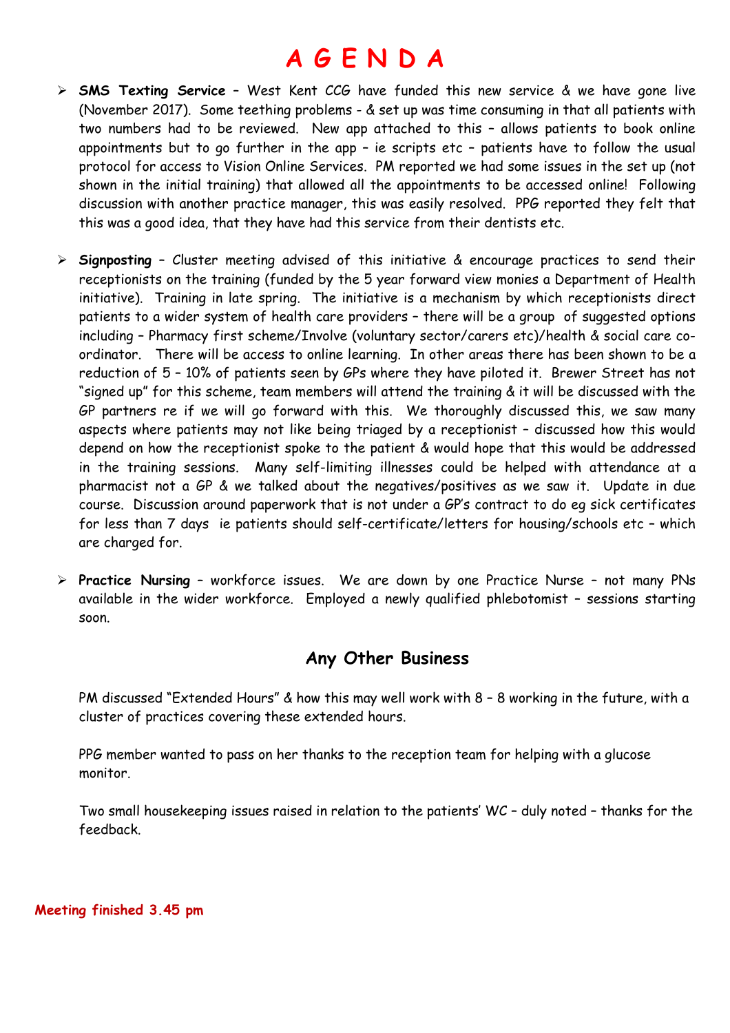# AGENDA

- **SMS Texting Service** – West Kent CCG have funded this new service & we have gone live (November 2017). Some teething problems - & set up was time consuming in that all patients with two numbers had to be reviewed. New app attached to this – allows patients to book online appointments but to go further in the app – ie scripts etc – patients have to follow the usual protocol for access to Vision Online Services. PM reported we had some issues in the set up (not shown in the initial training) that allowed all the appointments to be accessed online! Following discussion with another practice manager, this was easily resolved. PPG reported they felt that this was a good idea, that they have had this service from their dentists etc.

- **Signposting** – Cluster meeting advised of this initiative & encourage practices to send their receptionists on the training (funded by the 5 year forward view monies a Department of Health initiative). Training in late spring. The initiative is a mechanism by which receptionists direct patients to a wider system of health care providers – there will be a group of suggested options including – Pharmacy first scheme/Involve (voluntary sector/carers etc)/health & social care co-ordinator. There will be access to online learning. In other areas there has been shown to be a reduction of 5 – 10% of patients seen by GPs where they have piloted it. Brewer Street has not "signed up" for this scheme, team members will attend the training & it will be discussed with the GP partners re if we will go forward with this. We thoroughly discussed this, we saw many aspects where patients may not like being triaged by a receptionist – discussed how this would depend on how the receptionist spoke to the patient & would hope that this would be addressed in the training sessions. Many self-limiting illnesses could be helped with attendance at a pharmacist not a GP & we talked about the negatives/positives as we saw it. Update in due course. Discussion around paperwork that is not under a GP's contract to do eg sick certificates for less than 7 days ie patients should self-certificate/letters for housing/schools etc – which are charged for.

- **Practice Nursing** – workforce issues. We are down by one Practice Nurse – not many PNs available in the wider workforce. Employed a newly qualified phlebotomist – sessions starting soon.

## Any Other Business

PM discussed "Extended Hours" & how this may well work with 8 – 8 working in the future, with a cluster of practices covering these extended hours.

PPG member wanted to pass on her thanks to the reception team for helping with a glucose monitor.

Two small housekeeping issues raised in relation to the patients' WC – duly noted – thanks for the feedback.

**Meeting finished 3.45 pm**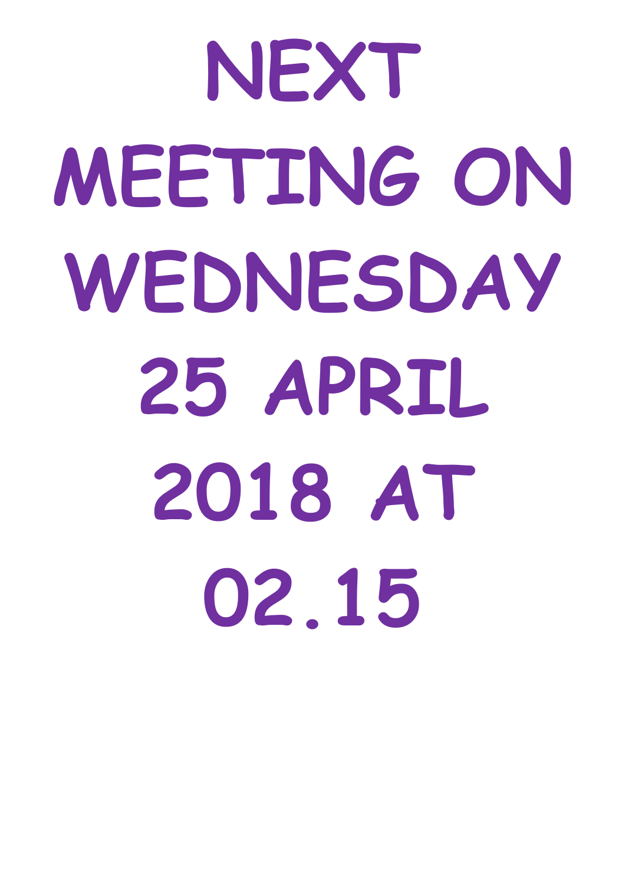# NEXT MEETING ON WEDNESDAY 25 APRIL 2018 AT 02.15